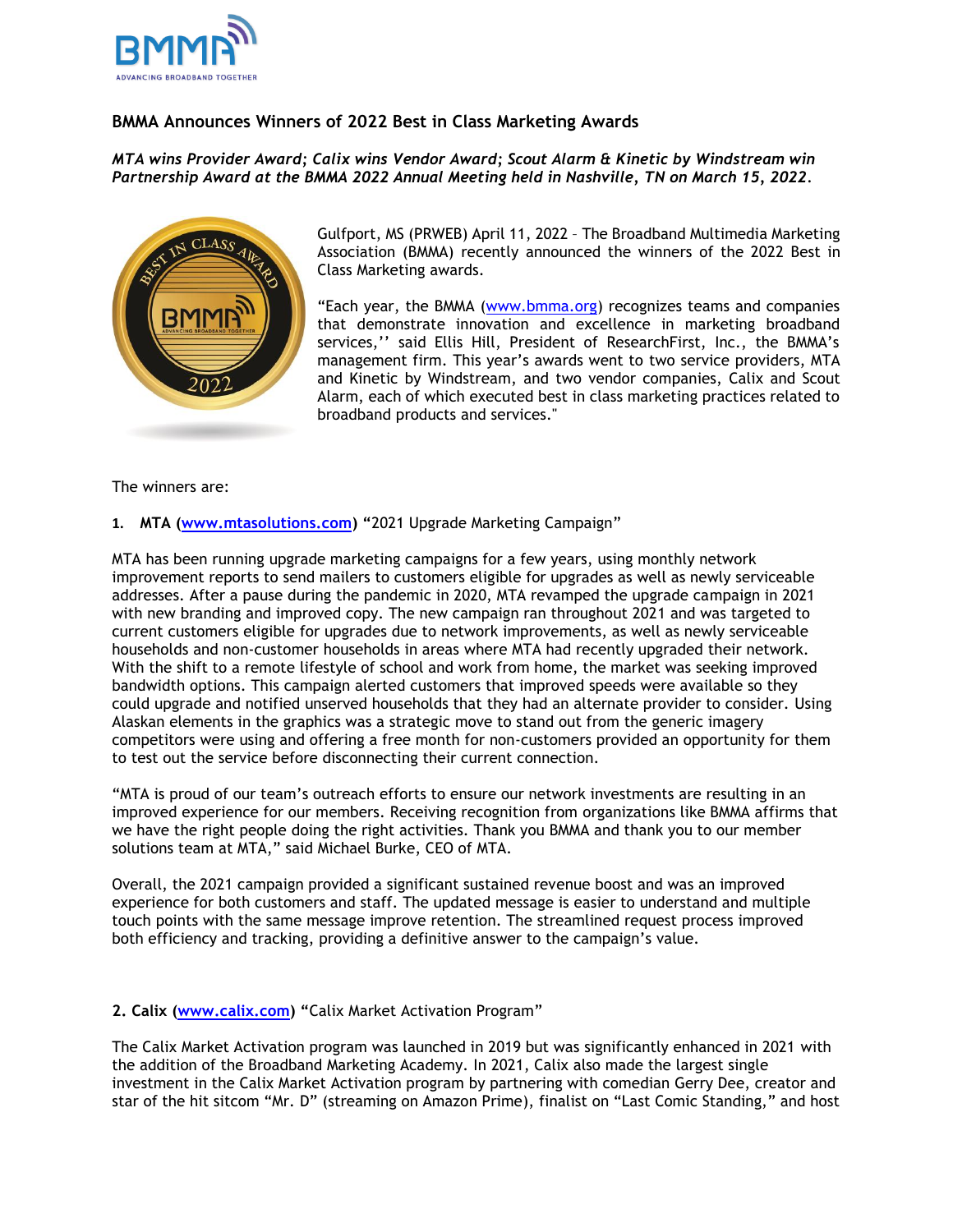# BMMA Announces Winners of 2022 Best in Class Marketing Awards

*MTA wins Provider Award; Calix wins Vendor Award; Scout Alarm & Kinetic by Windstream win Partnership Award at the BMMA 2022 Annual Meeting held in Nashville, TN on March 15, 2022.*

Gulfport, MS (PRWEB) April 11, 2022 – The Broadband Multimedia Marketing Association (BMMA) recently announced the winners of the 2022 Best in Class Marketing awards.

"Each year, the BMMA (www.bmma.org) recognizes teams and companies that demonstrate innovation and excellence in marketing broadband services,'' said Ellis Hill, President of ResearchFirst, Inc., the BMMA's management firm. This year's awards went to two service providers, MTA and Kinetic by Windstream, and two vendor companies, Calix and Scout Alarm, each of which executed best in class marketing practices related to broadband products and services."

The winners are:

**1. MTA (www.mtasolutions.com)** "2021 Upgrade Marketing Campaign"

MTA has been running upgrade marketing campaigns for a few years, using monthly network improvement reports to send mailers to customers eligible for upgrades as well as newly serviceable addresses. After a pause during the pandemic in 2020, MTA revamped the upgrade campaign in 2021 with new branding and improved copy. The new campaign ran throughout 2021 and was targeted to current customers eligible for upgrades due to network improvements, as well as newly serviceable households and non-customer households in areas where MTA had recently upgraded their network. With the shift to a remote lifestyle of school and work from home, the market was seeking improved bandwidth options. This campaign alerted customers that improved speeds were available so they could upgrade and notified unserved households that they had an alternate provider to consider. Using Alaskan elements in the graphics was a strategic move to stand out from the generic imagery competitors were using and offering a free month for non-customers provided an opportunity for them to test out the service before disconnecting their current connection.

"MTA is proud of our team's outreach efforts to ensure our network investments are resulting in an improved experience for our members. Receiving recognition from organizations like BMMA affirms that we have the right people doing the right activities. Thank you BMMA and thank you to our member solutions team at MTA," said Michael Burke, CEO of MTA.

Overall, the 2021 campaign provided a significant sustained revenue boost and was an improved experience for both customers and staff. The updated message is easier to understand and multiple touch points with the same message improve retention. The streamlined request process improved both efficiency and tracking, providing a definitive answer to the campaign's value.

**2. Calix (www.calix.com)** "Calix Market Activation Program"

The Calix Market Activation program was launched in 2019 but was significantly enhanced in 2021 with the addition of the Broadband Marketing Academy. In 2021, Calix also made the largest single investment in the Calix Market Activation program by partnering with comedian Gerry Dee, creator and star of the hit sitcom "Mr. D" (streaming on Amazon Prime), finalist on "Last Comic Standing," and host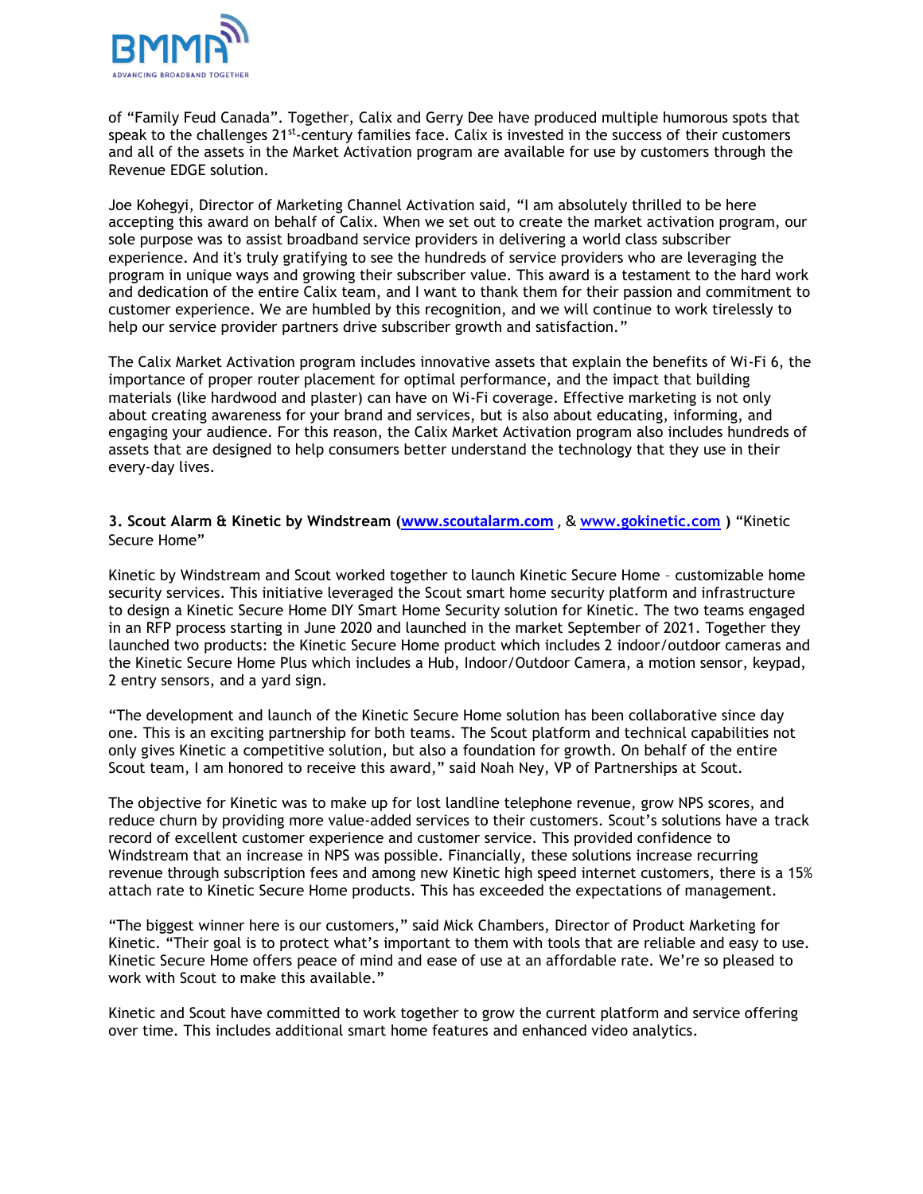of "Family Feud Canada". Together, Calix and Gerry Dee have produced multiple humorous spots that speak to the challenges 21st-century families face. Calix is invested in the success of their customers and all of the assets in the Market Activation program are available for use by customers through the Revenue EDGE solution.

Joe Kohegyi, Director of Marketing Channel Activation said, "I am absolutely thrilled to be here accepting this award on behalf of Calix. When we set out to create the market activation program, our sole purpose was to assist broadband service providers in delivering a world class subscriber experience. And it's truly gratifying to see the hundreds of service providers who are leveraging the program in unique ways and growing their subscriber value. This award is a testament to the hard work and dedication of the entire Calix team, and I want to thank them for their passion and commitment to customer experience. We are humbled by this recognition, and we will continue to work tirelessly to help our service provider partners drive subscriber growth and satisfaction."

The Calix Market Activation program includes innovative assets that explain the benefits of Wi-Fi 6, the importance of proper router placement for optimal performance, and the impact that building materials (like hardwood and plaster) can have on Wi-Fi coverage. Effective marketing is not only about creating awareness for your brand and services, but is also about educating, informing, and engaging your audience. For this reason, the Calix Market Activation program also includes hundreds of assets that are designed to help consumers better understand the technology that they use in their every-day lives.

**3. Scout Alarm & Kinetic by Windstream (www.scoutalarm.com , & www.gokinetic.com )** "Kinetic Secure Home"

Kinetic by Windstream and Scout worked together to launch Kinetic Secure Home – customizable home security services. This initiative leveraged the Scout smart home security platform and infrastructure to design a Kinetic Secure Home DIY Smart Home Security solution for Kinetic. The two teams engaged in an RFP process starting in June 2020 and launched in the market September of 2021. Together they launched two products: the Kinetic Secure Home product which includes 2 indoor/outdoor cameras and the Kinetic Secure Home Plus which includes a Hub, Indoor/Outdoor Camera, a motion sensor, keypad, 2 entry sensors, and a yard sign.

"The development and launch of the Kinetic Secure Home solution has been collaborative since day one. This is an exciting partnership for both teams. The Scout platform and technical capabilities not only gives Kinetic a competitive solution, but also a foundation for growth. On behalf of the entire Scout team, I am honored to receive this award," said Noah Ney, VP of Partnerships at Scout.

The objective for Kinetic was to make up for lost landline telephone revenue, grow NPS scores, and reduce churn by providing more value-added services to their customers. Scout's solutions have a track record of excellent customer experience and customer service. This provided confidence to Windstream that an increase in NPS was possible. Financially, these solutions increase recurring revenue through subscription fees and among new Kinetic high speed internet customers, there is a 15% attach rate to Kinetic Secure Home products. This has exceeded the expectations of management.

"The biggest winner here is our customers," said Mick Chambers, Director of Product Marketing for Kinetic. "Their goal is to protect what's important to them with tools that are reliable and easy to use. Kinetic Secure Home offers peace of mind and ease of use at an affordable rate. We're so pleased to work with Scout to make this available."

Kinetic and Scout have committed to work together to grow the current platform and service offering over time. This includes additional smart home features and enhanced video analytics.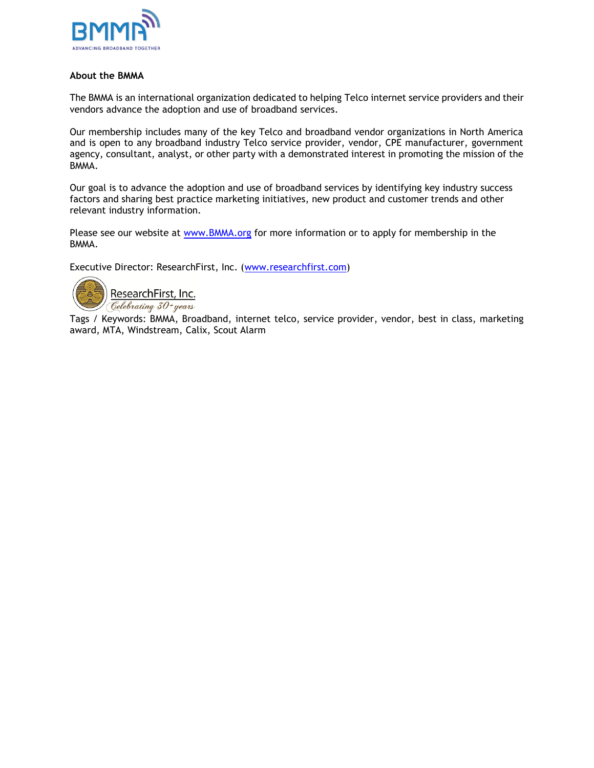**About the BMMA**

The BMMA is an international organization dedicated to helping Telco internet service providers and their vendors advance the adoption and use of broadband services.

Our membership includes many of the key Telco and broadband vendor organizations in North America and is open to any broadband industry Telco service provider, vendor, CPE manufacturer, government agency, consultant, analyst, or other party with a demonstrated interest in promoting the mission of the BMMA.

Our goal is to advance the adoption and use of broadband services by identifying key industry success factors and sharing best practice marketing initiatives, new product and customer trends and other relevant industry information.

Please see our website at www.BMMA.org for more information or to apply for membership in the BMMA.

Executive Director: ResearchFirst, Inc. (www.researchfirst.com)

Tags / Keywords: BMMA, Broadband, internet telco, service provider, vendor, best in class, marketing award, MTA, Windstream, Calix, Scout Alarm